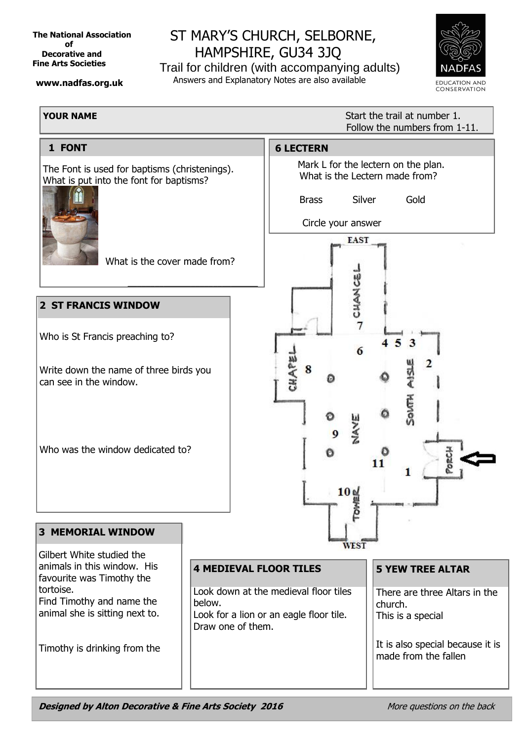**The National Association of Decorative and Fine Arts Societies**

**www.nadfas.org.uk**

# ST MARY'S CHURCH, SELBORNE, HAMPSHIRE, GU34 3JQ

Trail for children (with accompanying adults)

Answers and Explanatory Notes are also available

NADFAS EDUCATION AND CONSERVATION

**YOUR NAME**

Start the trail at number 1.
Follow the numbers from 1-11.

## 1 FONT

The Font is used for baptisms (christenings).
What is put into the font for baptisms?

What is the cover made from?

_______________________

## 6 LECTERN

Mark L for the lectern on the plan.
What is the Lectern made from?

Brass    Silver    Gold

Circle your answer

EAST

CHANCEL 7

CHAPEL 8

6  4 5 3

2

SOUTH AISLE

NAVE 9

11  1

PORCH

10 TOWER

WEST

## 2 ST FRANCIS WINDOW

Who is St Francis preaching to?

Write down the name of three birds you can see in the window.

Who was the window dedicated to?

## 3 MEMORIAL WINDOW

Gilbert White studied the animals in this window. His favourite was Timothy the tortoise.
Find Timothy and name the animal she is sitting next to.

Timothy is drinking from the

## 4 MEDIEVAL FLOOR TILES

Look down at the medieval floor tiles below.
Look for a lion or an eagle floor tile.
Draw one of them.

## 5 YEW TREE ALTAR

There are three Altars in the church.
This is a special

It is also special because it is made from the fallen

***Designed by Alton Decorative & Fine Arts Society 2016***

*More questions on the back*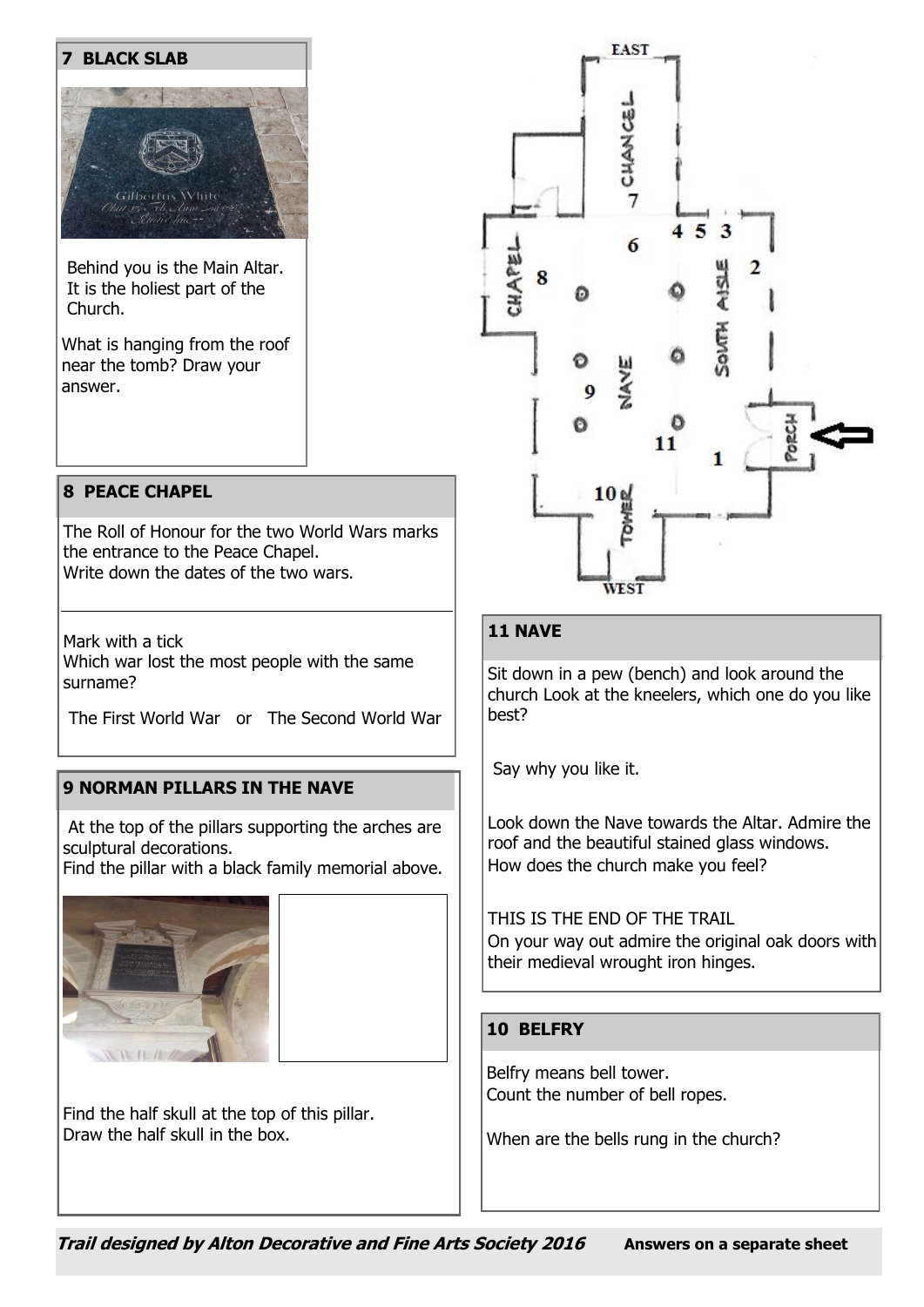## 7 BLACK SLAB

Behind you is the Main Altar. It is the holiest part of the Church.

What is hanging from the roof near the tomb? Draw your answer.

## 8 PEACE CHAPEL

The Roll of Honour for the two World Wars marks the entrance to the Peace Chapel.
Write down the dates of the two wars.

Mark with a tick
Which war lost the most people with the same surname?

The First World War or The Second World War

## 9 NORMAN PILLARS IN THE NAVE

At the top of the pillars supporting the arches are sculptural decorations.
Find the pillar with a black family memorial above.

Find the half skull at the top of this pillar.
Draw the half skull in the box.

EAST

CHANCEL

CHAPEL

NAVE

SOUTH AISLE

PORCH

TOWER

WEST

## 11 NAVE

Sit down in a pew (bench) and look around the church Look at the kneelers, which one do you like best?

Say why you like it.

Look down the Nave towards the Altar. Admire the roof and the beautiful stained glass windows.
How does the church make you feel?

THIS IS THE END OF THE TRAIL
On your way out admire the original oak doors with their medieval wrought iron hinges.

## 10 BELFRY

Belfry means bell tower.
Count the number of bell ropes.

When are the bells rung in the church?

***Trail designed by Alton Decorative and Fine Arts Society 2016*** **Answers on a separate sheet**